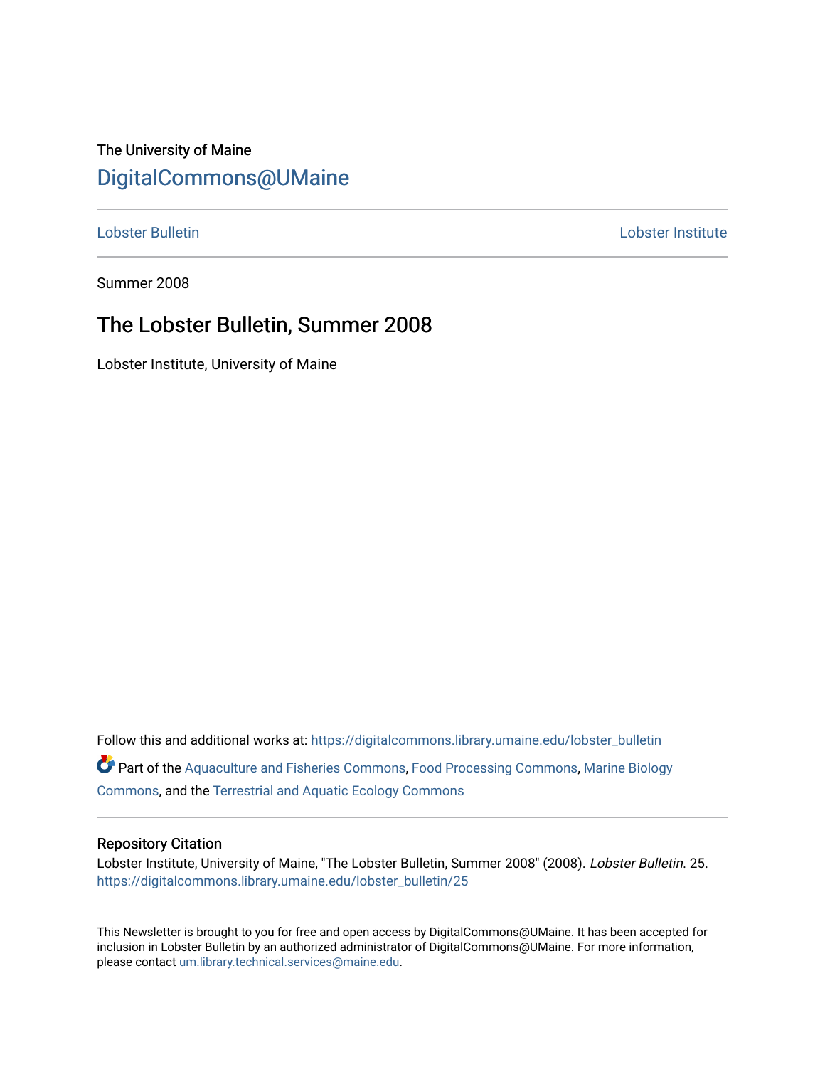The University of Maine

## DigitalCommons@UMaine

---

Lobster Bulletin | Lobster Institute

---

Summer 2008

# The Lobster Bulletin, Summer 2008

Lobster Institute, University of Maine

Follow this and additional works at: https://digitalcommons.library.umaine.edu/lobster_bulletin

Part of the Aquaculture and Fisheries Commons, Food Processing Commons, Marine Biology Commons, and the Terrestrial and Aquatic Ecology Commons

---

### Repository Citation

Lobster Institute, University of Maine, "The Lobster Bulletin, Summer 2008" (2008). *Lobster Bulletin*. 25.
https://digitalcommons.library.umaine.edu/lobster_bulletin/25

This Newsletter is brought to you for free and open access by DigitalCommons@UMaine. It has been accepted for inclusion in Lobster Bulletin by an authorized administrator of DigitalCommons@UMaine. For more information, please contact um.library.technical.services@maine.edu.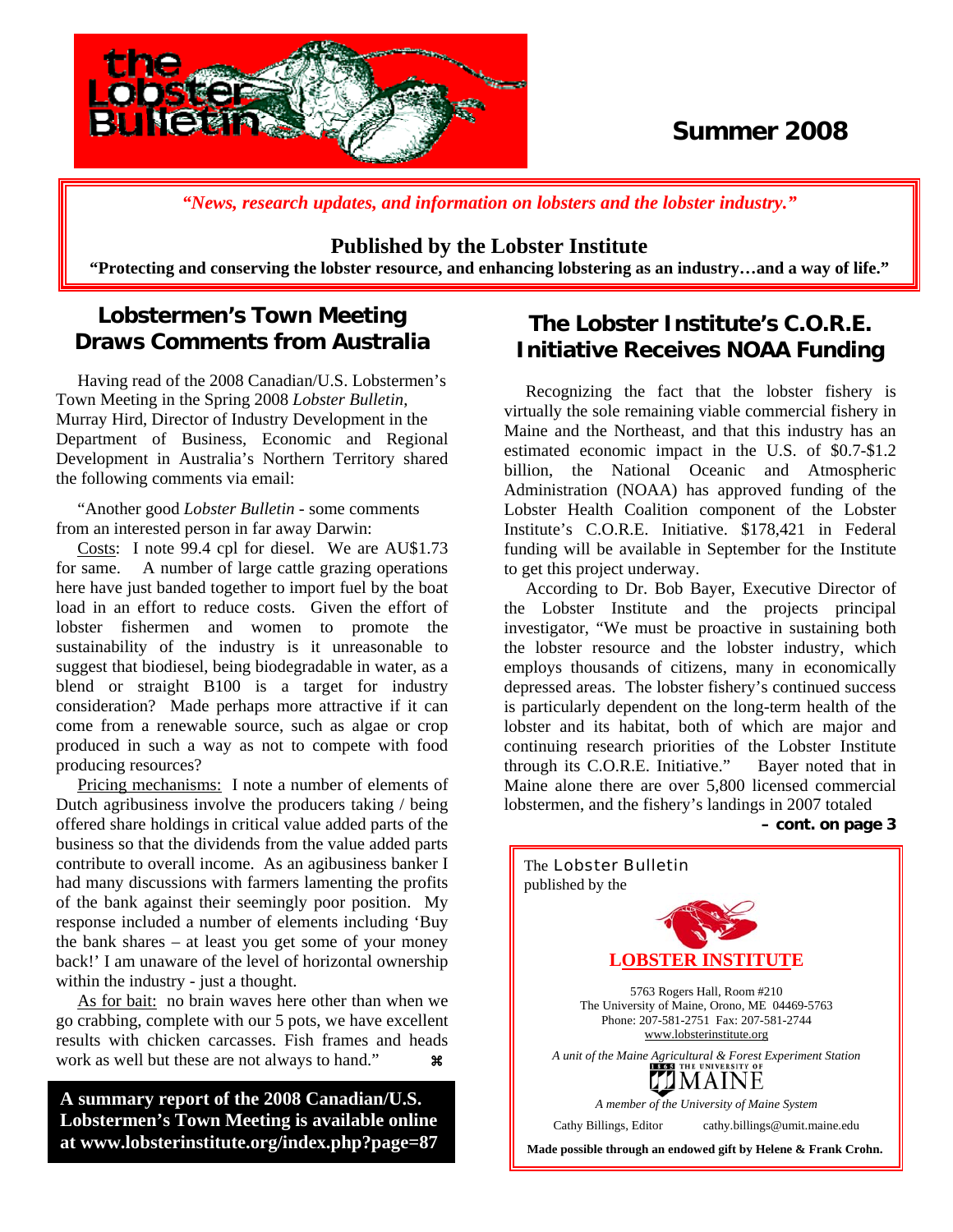# Summer 2008

*"News, research updates, and information on lobsters and the lobster industry."*

**Published by the Lobster Institute**

**"Protecting and conserving the lobster resource, and enhancing lobstering as an industry…and a way of life."**

## Lobstermen's Town Meeting Draws Comments from Australia

Having read of the 2008 Canadian/U.S. Lobstermen's Town Meeting in the Spring 2008 *Lobster Bulletin*, Murray Hird, Director of Industry Development in the Department of Business, Economic and Regional Development in Australia's Northern Territory shared the following comments via email:

"Another good *Lobster Bulletin* - some comments from an interested person in far away Darwin:

Costs: I note 99.4 cpl for diesel. We are AU$1.73 for same. A number of large cattle grazing operations here have just banded together to import fuel by the boat load in an effort to reduce costs. Given the effort of lobster fishermen and women to promote the sustainability of the industry is it unreasonable to suggest that biodiesel, being biodegradable in water, as a blend or straight B100 is a target for industry consideration? Made perhaps more attractive if it can come from a renewable source, such as algae or crop produced in such a way as not to compete with food producing resources?

Pricing mechanisms: I note a number of elements of Dutch agribusiness involve the producers taking / being offered share holdings in critical value added parts of the business so that the dividends from the value added parts contribute to overall income. As an agibusiness banker I had many discussions with farmers lamenting the profits of the bank against their seemingly poor position. My response included a number of elements including 'Buy the bank shares – at least you get some of your money back!' I am unaware of the level of horizontal ownership within the industry - just a thought.

As for bait: no brain waves here other than when we go crabbing, complete with our 5 pots, we have excellent results with chicken carcasses. Fish frames and heads work as well but these are not always to hand." ⌘

**A summary report of the 2008 Canadian/U.S. Lobstermen's Town Meeting is available online at www.lobsterinstitute.org/index.php?page=87**

## The Lobster Institute's C.O.R.E. Initiative Receives NOAA Funding

Recognizing the fact that the lobster fishery is virtually the sole remaining viable commercial fishery in Maine and the Northeast, and that this industry has an estimated economic impact in the U.S. of $0.7-$1.2 billion, the National Oceanic and Atmospheric Administration (NOAA) has approved funding of the Lobster Health Coalition component of the Lobster Institute's C.O.R.E. Initiative. $178,421 in Federal funding will be available in September for the Institute to get this project underway.

According to Dr. Bob Bayer, Executive Director of the Lobster Institute and the projects principal investigator, "We must be proactive in sustaining both the lobster resource and the lobster industry, which employs thousands of citizens, many in economically depressed areas. The lobster fishery's continued success is particularly dependent on the long-term health of the lobster and its habitat, both of which are major and continuing research priorities of the Lobster Institute through its C.O.R.E. Initiative." Bayer noted that in Maine alone there are over 5,800 licensed commercial lobstermen, and the fishery's landings in 2007 totaled

**– cont. on page 3**

The Lobster Bulletin published by the

**LOBSTER INSTITUTE**

5763 Rogers Hall, Room #210
The University of Maine, Orono, ME 04469-5763
Phone: 207-581-2751 Fax: 207-581-2744
www.lobsterinstitute.org

*A unit of the Maine Agricultural & Forest Experiment Station*

THE UNIVERSITY OF MAINE

*A member of the University of Maine System*

Cathy Billings, Editor cathy.billings@umit.maine.edu

**Made possible through an endowed gift by Helene & Frank Crohn.**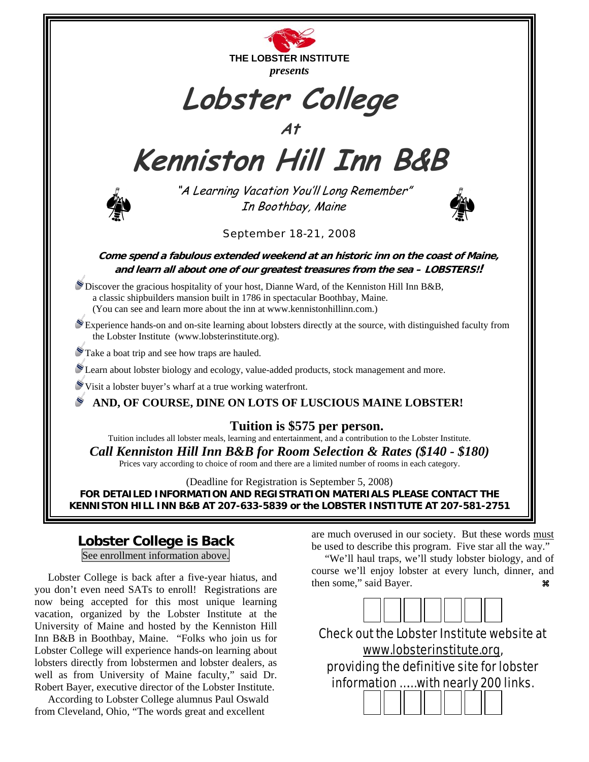**THE LOBSTER INSTITUTE**
***presents***

# Lobster College

## At

# Kenniston Hill Inn B&B

*"A Learning Vacation You'll Long Remember"*
*In Boothbay, Maine*

September 18-21, 2008

***Come spend a fabulous extended weekend at an historic inn on the coast of Maine, and learn all about one of our greatest treasures from the sea – LOBSTERS!!***

- Discover the gracious hospitality of your host, Dianne Ward, of the Kenniston Hill Inn B&B, a classic shipbuilders mansion built in 1786 in spectacular Boothbay, Maine. (You can see and learn more about the inn at www.kennistonhillinn.com.)
- Experience hands-on and on-site learning about lobsters directly at the source, with distinguished faculty from the Lobster Institute (www.lobsterinstitute.org).
- Take a boat trip and see how traps are hauled.
- Learn about lobster biology and ecology, value-added products, stock management and more.
- Visit a lobster buyer's wharf at a true working waterfront.
- **AND, OF COURSE, DINE ON LOTS OF LUSCIOUS MAINE LOBSTER!**

**Tuition is $575 per person.**

Tuition includes all lobster meals, learning and entertainment, and a contribution to the Lobster Institute.

***Call Kenniston Hill Inn B&B for Room Selection & Rates ($140 - $180)***

Prices vary according to choice of room and there are a limited number of rooms in each category.

(Deadline for Registration is September 5, 2008)

**FOR DETAILED INFORMATION AND REGISTRATION MATERIALS PLEASE CONTACT THE KENNISTON HILL INN B&B AT 207-633-5839 or the LOBSTER INSTITUTE AT 207-581-2751**

## Lobster College is Back

See enrollment information above.

Lobster College is back after a five-year hiatus, and you don't even need SATs to enroll! Registrations are now being accepted for this most unique learning vacation, organized by the Lobster Institute at the University of Maine and hosted by the Kenniston Hill Inn B&B in Boothbay, Maine. "Folks who join us for Lobster College will experience hands-on learning about lobsters directly from lobstermen and lobster dealers, as well as from University of Maine faculty," said Dr. Robert Bayer, executive director of the Lobster Institute.

According to Lobster College alumnus Paul Oswald from Cleveland, Ohio, "The words great and excellent are much overused in our society. But these words must be used to describe this program. Five star all the way."

"We'll haul traps, we'll study lobster biology, and of course we'll enjoy lobster at every lunch, dinner, and then some," said Bayer. ⌘

Check out the Lobster Institute website at www.lobsterinstitute.org, providing the definitive site for lobster information .....with nearly 200 links.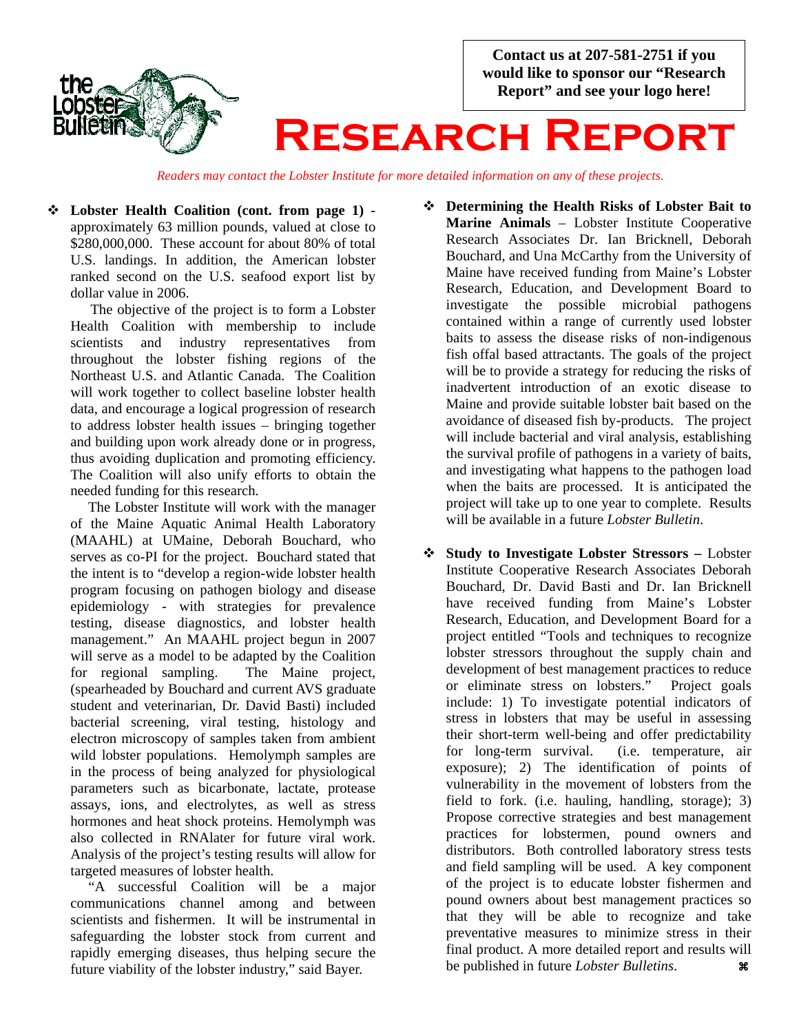Contact us at 207-581-2751 if you would like to sponsor our "Research Report" and see your logo here!

# Research Report

*Readers may contact the Lobster Institute for more detailed information on any of these projects.*

- **Lobster Health Coalition (cont. from page 1)** - approximately 63 million pounds, valued at close to $280,000,000. These account for about 80% of total U.S. landings. In addition, the American lobster ranked second on the U.S. seafood export list by dollar value in 2006.

  The objective of the project is to form a Lobster Health Coalition with membership to include scientists and industry representatives from throughout the lobster fishing regions of the Northeast U.S. and Atlantic Canada. The Coalition will work together to collect baseline lobster health data, and encourage a logical progression of research to address lobster health issues – bringing together and building upon work already done or in progress, thus avoiding duplication and promoting efficiency. The Coalition will also unify efforts to obtain the needed funding for this research.

  The Lobster Institute will work with the manager of the Maine Aquatic Animal Health Laboratory (MAAHL) at UMaine, Deborah Bouchard, who serves as co-PI for the project. Bouchard stated that the intent is to "develop a region-wide lobster health program focusing on pathogen biology and disease epidemiology - with strategies for prevalence testing, disease diagnostics, and lobster health management." An MAAHL project begun in 2007 will serve as a model to be adapted by the Coalition for regional sampling. The Maine project, (spearheaded by Bouchard and current AVS graduate student and veterinarian, Dr. David Basti) included bacterial screening, viral testing, histology and electron microscopy of samples taken from ambient wild lobster populations. Hemolymph samples are in the process of being analyzed for physiological parameters such as bicarbonate, lactate, protease assays, ions, and electrolytes, as well as stress hormones and heat shock proteins. Hemolymph was also collected in RNAlater for future viral work. Analysis of the project's testing results will allow for targeted measures of lobster health.

  "A successful Coalition will be a major communications channel among and between scientists and fishermen. It will be instrumental in safeguarding the lobster stock from current and rapidly emerging diseases, thus helping secure the future viability of the lobster industry," said Bayer.

- **Determining the Health Risks of Lobster Bait to Marine Animals** – Lobster Institute Cooperative Research Associates Dr. Ian Bricknell, Deborah Bouchard, and Una McCarthy from the University of Maine have received funding from Maine's Lobster Research, Education, and Development Board to investigate the possible microbial pathogens contained within a range of currently used lobster baits to assess the disease risks of non-indigenous fish offal based attractants. The goals of the project will be to provide a strategy for reducing the risks of inadvertent introduction of an exotic disease to Maine and provide suitable lobster bait based on the avoidance of diseased fish by-products. The project will include bacterial and viral analysis, establishing the survival profile of pathogens in a variety of baits, and investigating what happens to the pathogen load when the baits are processed. It is anticipated the project will take up to one year to complete. Results will be available in a future *Lobster Bulletin*.

- **Study to Investigate Lobster Stressors –** Lobster Institute Cooperative Research Associates Deborah Bouchard, Dr. David Basti and Dr. Ian Bricknell have received funding from Maine's Lobster Research, Education, and Development Board for a project entitled "Tools and techniques to recognize lobster stressors throughout the supply chain and development of best management practices to reduce or eliminate stress on lobsters." Project goals include: 1) To investigate potential indicators of stress in lobsters that may be useful in assessing their short-term well-being and offer predictability for long-term survival. (i.e. temperature, air exposure); 2) The identification of points of vulnerability in the movement of lobsters from the field to fork. (i.e. hauling, handling, storage); 3) Propose corrective strategies and best management practices for lobstermen, pound owners and distributors. Both controlled laboratory stress tests and field sampling will be used. A key component of the project is to educate lobster fishermen and pound owners about best management practices so that they will be able to recognize and take preventative measures to minimize stress in their final product. A more detailed report and results will be published in future *Lobster Bulletins*. ⌘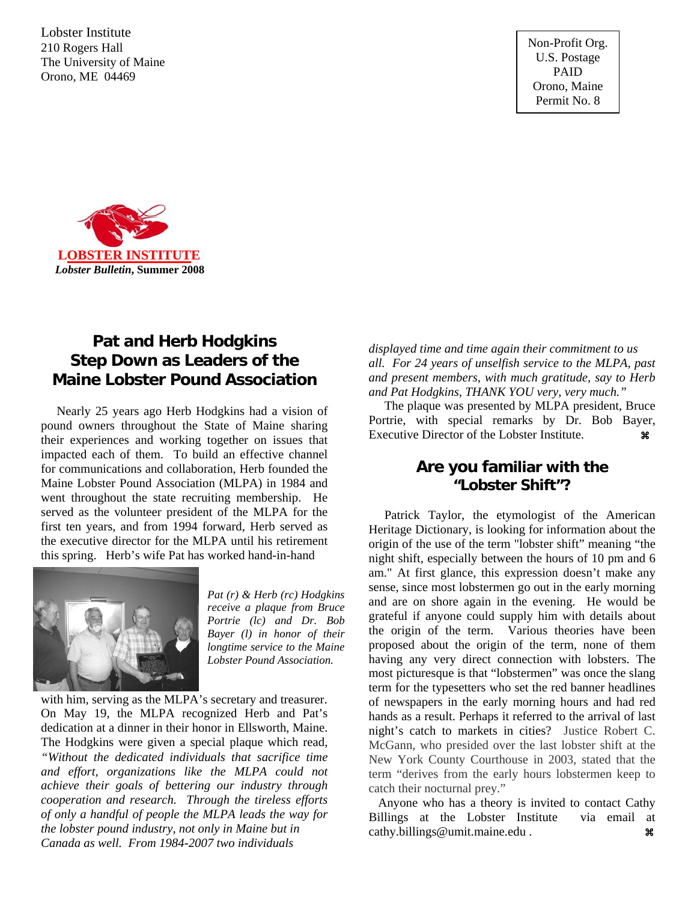Lobster Institute
210 Rogers Hall
The University of Maine
Orono, ME 04469

Non-Profit Org.
U.S. Postage
PAID
Orono, Maine
Permit No. 8

**LOBSTER INSTITUTE**
***Lobster Bulletin*, Summer 2008**

## Pat and Herb Hodgkins Step Down as Leaders of the Maine Lobster Pound Association

Nearly 25 years ago Herb Hodgkins had a vision of pound owners throughout the State of Maine sharing their experiences and working together on issues that impacted each of them. To build an effective channel for communications and collaboration, Herb founded the Maine Lobster Pound Association (MLPA) in 1984 and went throughout the state recruiting membership. He served as the volunteer president of the MLPA for the first ten years, and from 1994 forward, Herb served as the executive director for the MLPA until his retirement this spring. Herb's wife Pat has worked hand-in-hand with him, serving as the MLPA's secretary and treasurer. On May 19, the MLPA recognized Herb and Pat's dedication at a dinner in their honor in Ellsworth, Maine. The Hodgkins were given a special plaque which read, *"Without the dedicated individuals that sacrifice time and effort, organizations like the MLPA could not achieve their goals of bettering our industry through cooperation and research. Through the tireless efforts of only a handful of people the MLPA leads the way for the lobster pound industry, not only in Maine but in Canada as well. From 1984-2007 two individuals displayed time and time again their commitment to us all. For 24 years of unselfish service to the MLPA, past and present members, with much gratitude, say to Herb and Pat Hodgkins, THANK YOU very, very much."*

*Pat (r) & Herb (rc) Hodgkins receive a plaque from Bruce Portrie (lc) and Dr. Bob Bayer (l) in honor of their longtime service to the Maine Lobster Pound Association.*

The plaque was presented by MLPA president, Bruce Portrie, with special remarks by Dr. Bob Bayer, Executive Director of the Lobster Institute. ⌘

## Are you familiar with the "Lobster Shift"?

Patrick Taylor, the etymologist of the American Heritage Dictionary, is looking for information about the origin of the use of the term "lobster shift" meaning "the night shift, especially between the hours of 10 pm and 6 am." At first glance, this expression doesn't make any sense, since most lobstermen go out in the early morning and are on shore again in the evening. He would be grateful if anyone could supply him with details about the origin of the term. Various theories have been proposed about the origin of the term, none of them having any very direct connection with lobsters. The most picturesque is that "lobstermen" was once the slang term for the typesetters who set the red banner headlines of newspapers in the early morning hours and had red hands as a result. Perhaps it referred to the arrival of last night's catch to markets in cities? Justice Robert C. McGann, who presided over the last lobster shift at the New York County Courthouse in 2003, stated that the term "derives from the early hours lobstermen keep to catch their nocturnal prey."

Anyone who has a theory is invited to contact Cathy Billings at the Lobster Institute via email at cathy.billings@umit.maine.edu . ⌘